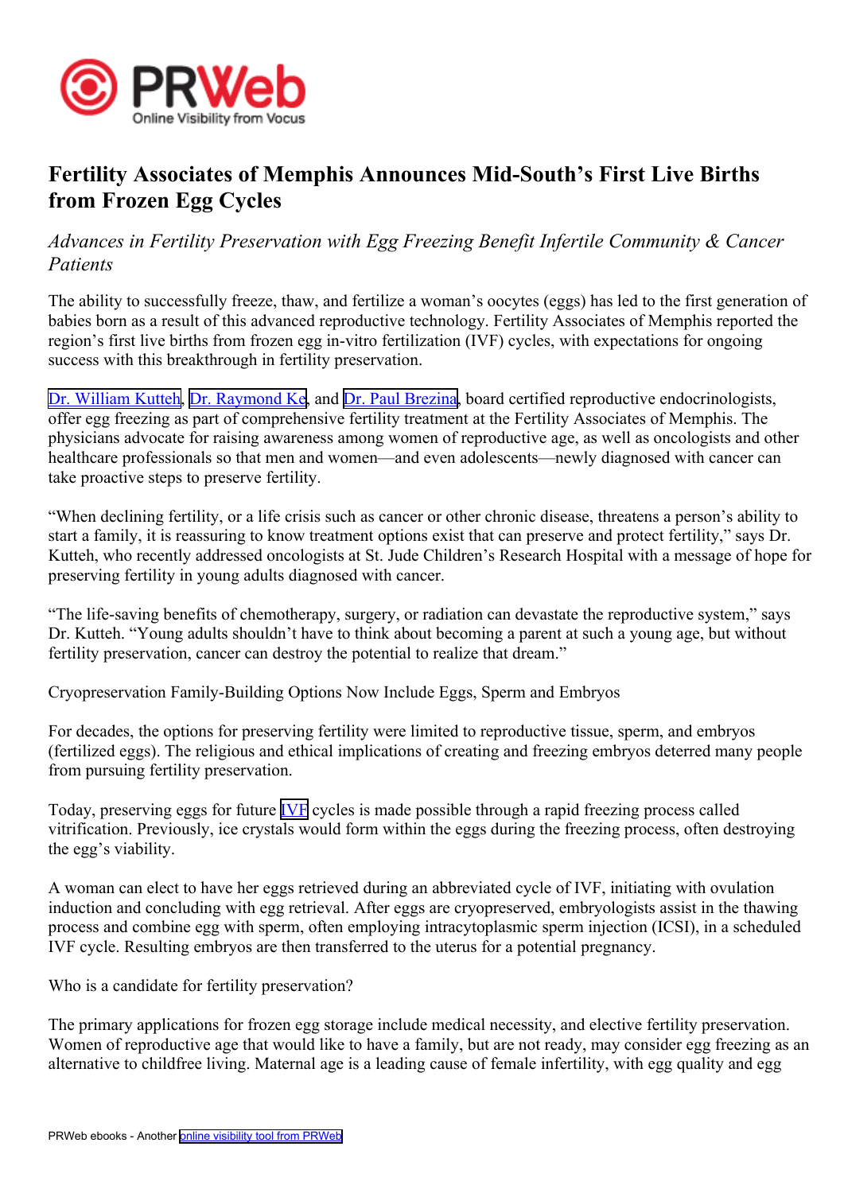# Fertility Associates of Memphis Announces Mid-South's First Live Births from Frozen Egg Cycles

*Advances in Fertility Preservation with Egg Freezing Benefit Infertile Community & Cancer Patients*

The ability to successfully freeze, thaw, and fertilize a woman's oocytes (eggs) has led to the first generation of babies born as a result of this advanced reproductive technology. Fertility Associates of Memphis reported the region's first live births from frozen egg in-vitro fertilization (IVF) cycles, with expectations for ongoing success with this breakthrough in fertility preservation.

Dr. William Kutteh, Dr. Raymond Ke, and Dr. Paul Brezina, board certified reproductive endocrinologists, offer egg freezing as part of comprehensive fertility treatment at the Fertility Associates of Memphis. The physicians advocate for raising awareness among women of reproductive age, as well as oncologists and other healthcare professionals so that men and women—and even adolescents—newly diagnosed with cancer can take proactive steps to preserve fertility.

"When declining fertility, or a life crisis such as cancer or other chronic disease, threatens a person's ability to start a family, it is reassuring to know treatment options exist that can preserve and protect fertility," says Dr. Kutteh, who recently addressed oncologists at St. Jude Children's Research Hospital with a message of hope for preserving fertility in young adults diagnosed with cancer.

"The life-saving benefits of chemotherapy, surgery, or radiation can devastate the reproductive system," says Dr. Kutteh. "Young adults shouldn't have to think about becoming a parent at such a young age, but without fertility preservation, cancer can destroy the potential to realize that dream."

Cryopreservation Family-Building Options Now Include Eggs, Sperm and Embryos

For decades, the options for preserving fertility were limited to reproductive tissue, sperm, and embryos (fertilized eggs). The religious and ethical implications of creating and freezing embryos deterred many people from pursuing fertility preservation.

Today, preserving eggs for future IVF cycles is made possible through a rapid freezing process called vitrification. Previously, ice crystals would form within the eggs during the freezing process, often destroying the egg's viability.

A woman can elect to have her eggs retrieved during an abbreviated cycle of IVF, initiating with ovulation induction and concluding with egg retrieval. After eggs are cryopreserved, embryologists assist in the thawing process and combine egg with sperm, often employing intracytoplasmic sperm injection (ICSI), in a scheduled IVF cycle. Resulting embryos are then transferred to the uterus for a potential pregnancy.

Who is a candidate for fertility preservation?

The primary applications for frozen egg storage include medical necessity, and elective fertility preservation. Women of reproductive age that would like to have a family, but are not ready, may consider egg freezing as an alternative to childfree living. Maternal age is a leading cause of female infertility, with egg quality and egg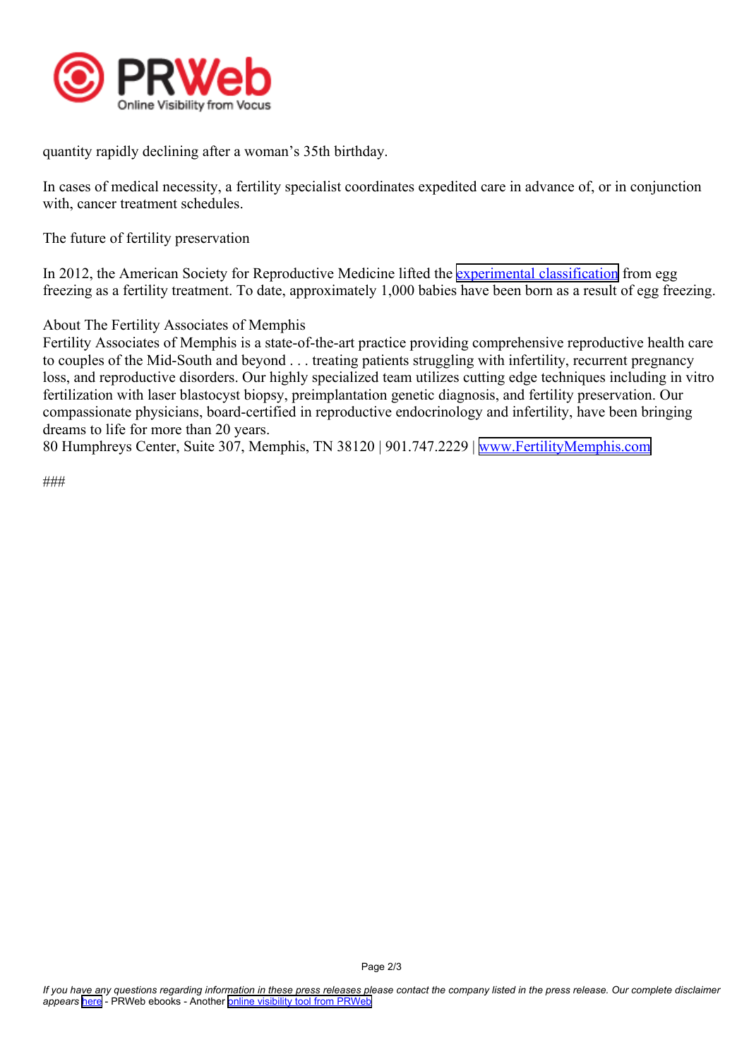quantity rapidly declining after a woman's 35th birthday.

In cases of medical necessity, a fertility specialist coordinates expedited care in advance of, or in conjunction with, cancer treatment schedules.

## The future of fertility preservation

In 2012, the American Society for Reproductive Medicine lifted the experimental classification from egg freezing as a fertility treatment. To date, approximately 1,000 babies have been born as a result of egg freezing.

## About The Fertility Associates of Memphis

Fertility Associates of Memphis is a state-of-the-art practice providing comprehensive reproductive health care to couples of the Mid-South and beyond . . . treating patients struggling with infertility, recurrent pregnancy loss, and reproductive disorders. Our highly specialized team utilizes cutting edge techniques including in vitro fertilization with laser blastocyst biopsy, preimplantation genetic diagnosis, and fertility preservation. Our compassionate physicians, board-certified in reproductive endocrinology and infertility, have been bringing dreams to life for more than 20 years.
80 Humphreys Center, Suite 307, Memphis, TN 38120 | 901.747.2229 | www.FertilityMemphis.com

###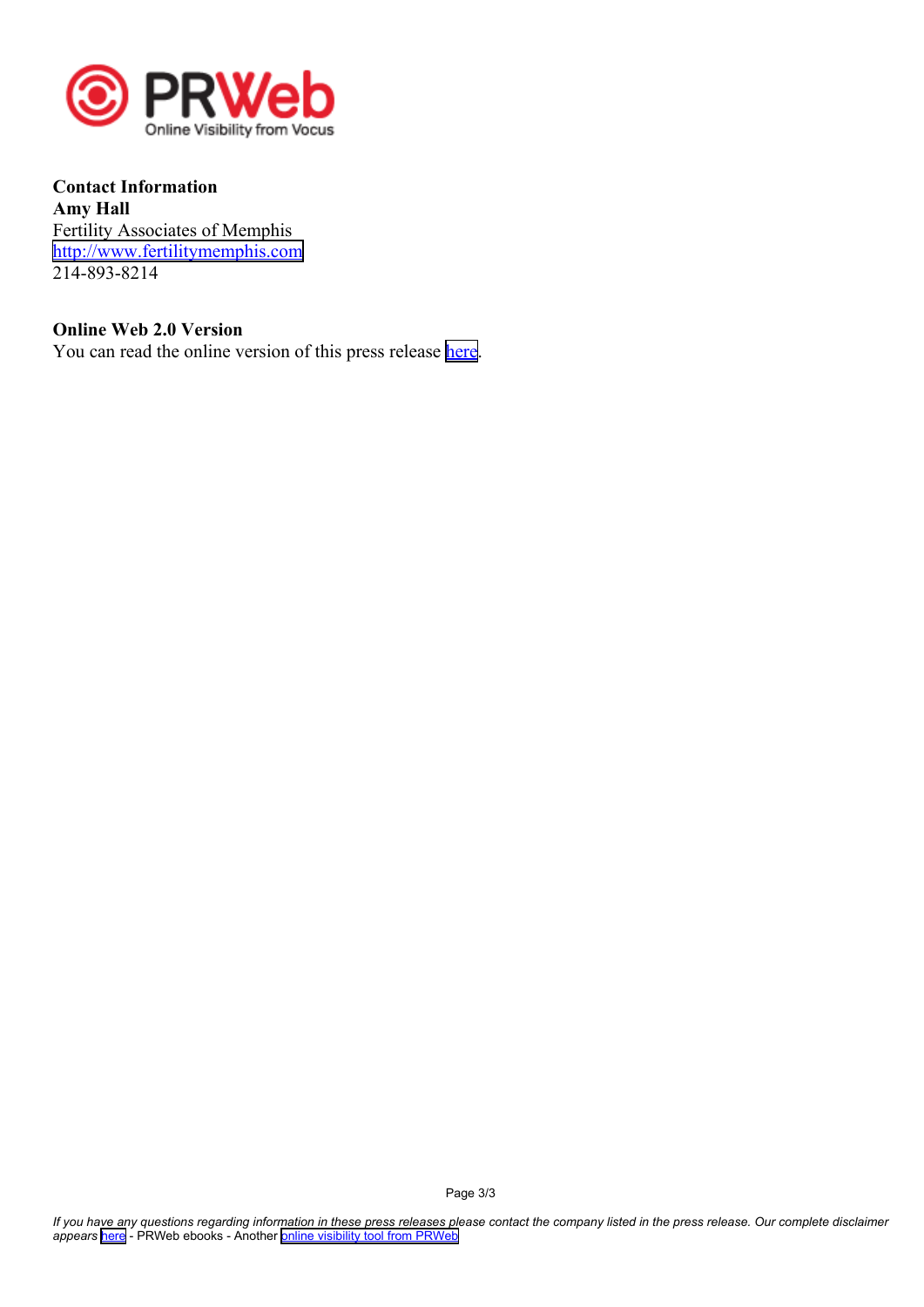**Contact Information**
**Amy Hall**
Fertility Associates of Memphis
http://www.fertilitymemphis.com
214-893-8214

**Online Web 2.0 Version**
You can read the online version of this press release here.

*If you have any questions regarding information in these press releases please contact the company listed in the press release. Our complete disclaimer appears here* - PRWeb ebooks - Another online visibility tool from PRWeb